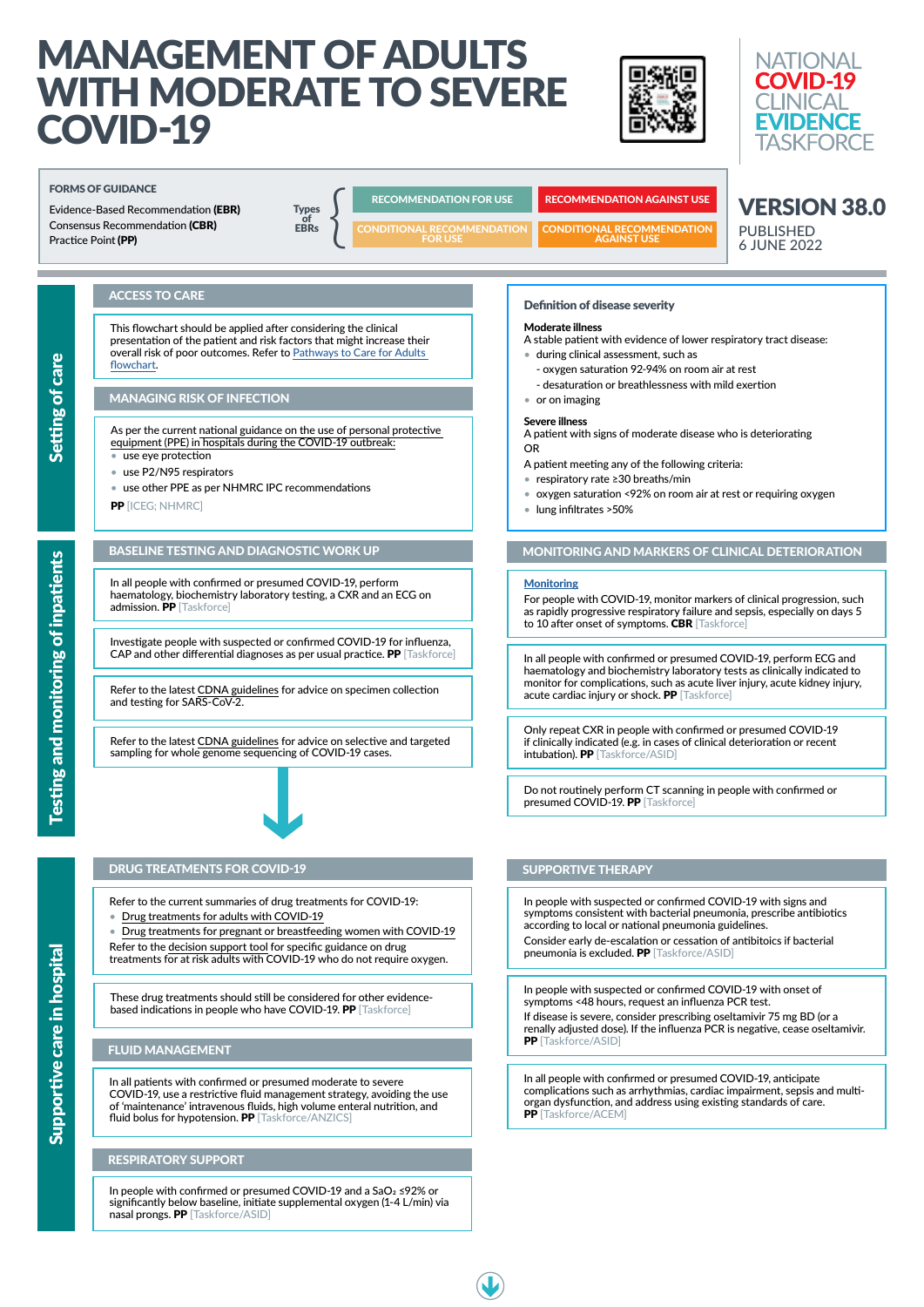# MANAGEMENT OF ADULTS WITH MODERATE TO SEVERE COVID-19

NATIONAL COVID-19 CLINICAL EVIDENCE TASKFORCE

**FORMS OF GUIDANCE**

Evidence-Based Recommendation **(EBR)**
Consensus Recommendation **(CBR)**
Practice Point **(PP)**

Types of EBRs:

| RECOMMENDATION FOR USE | RECOMMENDATION AGAINST USE |
|---|---|
| CONDITIONAL RECOMMENDATION FOR USE | CONDITIONAL RECOMMENDATION AGAINST USE |

**VERSION 38.0**
PUBLISHED 6 JUNE 2022

## Setting of care

### ACCESS TO CARE

This flowchart should be applied after considering the clinical presentation of the patient and risk factors that might increase their overall risk of poor outcomes. Refer to Pathways to Care for Adults flowchart.

### MANAGING RISK OF INFECTION

As per the current national guidance on the use of personal protective equipment (PPE) in hospitals during the COVID-19 outbreak:

- use eye protection
- use P2/N95 respirators
- use other PPE as per NHMRC IPC recommendations

**PP** [ICEG; NHMRC]

### Definition of disease severity

**Moderate illness**
A stable patient with evidence of lower respiratory tract disease:

- during clinical assessment, such as
  - oxygen saturation 92-94% on room air at rest
  - desaturation or breathlessness with mild exertion
- or on imaging

**Severe illness**
A patient with signs of moderate disease who is deteriorating
OR
A patient meeting any of the following criteria:

- respiratory rate ≥30 breaths/min
- oxygen saturation <92% on room air at rest or requiring oxygen
- lung infiltrates >50%

## Testing and monitoring of inpatients

### BASELINE TESTING AND DIAGNOSTIC WORK UP

In all people with confirmed or presumed COVID-19, perform haematology, biochemistry laboratory testing, a CXR and an ECG on admission. **PP** [Taskforce]

Investigate people with suspected or confirmed COVID-19 for influenza, CAP and other differential diagnoses as per usual practice. **PP** [Taskforce]

Refer to the latest CDNA guidelines for advice on specimen collection and testing for SARS-CoV-2.

Refer to the latest CDNA guidelines for advice on selective and targeted sampling for whole genome sequencing of COVID-19 cases.

### MONITORING AND MARKERS OF CLINICAL DETERIORATION

**Monitoring**
For people with COVID-19, monitor markers of clinical progression, such as rapidly progressive respiratory failure and sepsis, especially on days 5 to 10 after onset of symptoms. **CBR** [Taskforce]

In all people with confirmed or presumed COVID-19, perform ECG and haematology and biochemistry laboratory tests as clinically indicated to monitor for complications, such as acute liver injury, acute kidney injury, acute cardiac injury or shock. **PP** [Taskforce]

Only repeat CXR in people with confirmed or presumed COVID-19 if clinically indicated (e.g. in cases of clinical deterioration or recent intubation). **PP** [Taskforce/ASID]

Do not routinely perform CT scanning in people with confirmed or presumed COVID-19. **PP** [Taskforce]

## Supportive care in hospital

### DRUG TREATMENTS FOR COVID-19

Refer to the current summaries of drug treatments for COVID-19:

- Drug treatments for adults with COVID-19
- Drug treatments for pregnant or breastfeeding women with COVID-19

Refer to the decision support tool for specific guidance on drug treatments for at risk adults with COVID-19 who do not require oxygen.

These drug treatments should still be considered for other evidence-based indications in people who have COVID-19. **PP** [Taskforce]

### FLUID MANAGEMENT

In all patients with confirmed or presumed moderate to severe COVID-19, use a restrictive fluid management strategy, avoiding the use of 'maintenance' intravenous fluids, high volume enteral nutrition, and fluid bolus for hypotension. **PP** [Taskforce/ANZICS]

### RESPIRATORY SUPPORT

In people with confirmed or presumed COVID-19 and a $SaO_2$ ≤92% or significantly below baseline, initiate supplemental oxygen (1-4 L/min) via nasal prongs. **PP** [Taskforce/ASID]

### SUPPORTIVE THERAPY

In people with suspected or confirmed COVID-19 with signs and symptoms consistent with bacterial pneumonia, prescribe antibiotics according to local or national pneumonia guidelines.
Consider early de-escalation or cessation of antibitoics if bacterial pneumonia is excluded. **PP** [Taskforce/ASID]

In people with suspected or confirmed COVID-19 with onset of symptoms <48 hours, request an influenza PCR test.
If disease is severe, consider prescribing oseltamivir 75 mg BD (or a renally adjusted dose). If the influenza PCR is negative, cease oseltamivir.
**PP** [Taskforce/ASID]

In all people with confirmed or presumed COVID-19, anticipate complications such as arrhythmias, cardiac impairment, sepsis and multi-organ dysfunction, and address using existing standards of care.
**PP** [Taskforce/ACEM]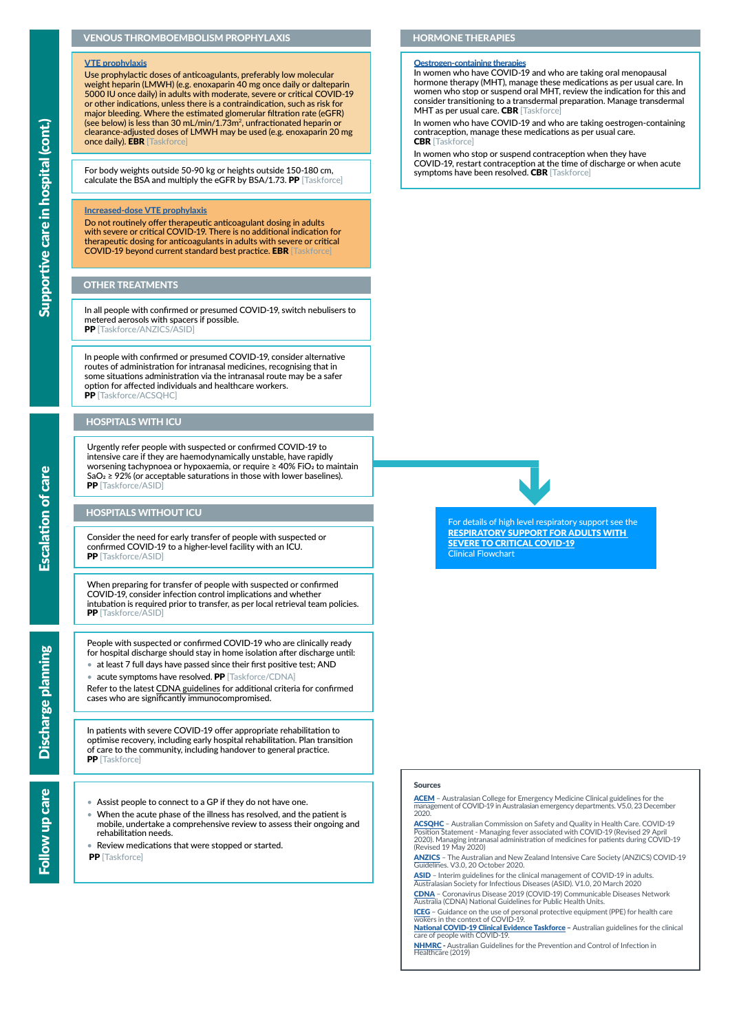# Supportive care in hospital (cont.)

## VENOUS THROMBOEMBOLISM PROPHYLAXIS

**VTE prophylaxis**

Use prophylactic doses of anticoagulants, preferably low molecular weight heparin (LMWH) (e.g. enoxaparin 40 mg once daily or dalteparin 5000 IU once daily) in adults with moderate, severe or critical COVID-19 or other indications, unless there is a contraindication, such as risk for major bleeding. Where the estimated glomerular filtration rate (eGFR) (see below) is less than 30 mL/min/1.73m², unfractionated heparin or clearance-adjusted doses of LMWH may be used (e.g. enoxaparin 20 mg once daily). **EBR** [Taskforce]

For body weights outside 50-90 kg or heights outside 150-180 cm, calculate the BSA and multiply the eGFR by BSA/1.73. **PP** [Taskforce]

**Increased-dose VTE prophylaxis**

Do not routinely offer therapeutic anticoagulant dosing in adults with severe or critical COVID-19. There is no additional indication for therapeutic dosing for anticoagulants in adults with severe or critical COVID-19 beyond current standard best practice. **EBR** [Taskforce]

## OTHER TREATMENTS

In all people with confirmed or presumed COVID-19, switch nebulisers to metered aerosols with spacers if possible.
**PP** [Taskforce/ANZICS/ASID]

In people with confirmed or presumed COVID-19, consider alternative routes of administration for intranasal medicines, recognising that in some situations administration via the intranasal route may be a safer option for affected individuals and healthcare workers.
**PP** [Taskforce/ACSQHC]

## HORMONE THERAPIES

**Oestrogen-containing therapies**

In women who have COVID-19 and who are taking oral menopausal hormone therapy (MHT), manage these medications as per usual care. In women who stop or suspend oral MHT, review the indication for this and consider transitioning to a transdermal preparation. Manage transdermal MHT as per usual care. **CBR** [Taskforce]

In women who have COVID-19 and who are taking oestrogen-containing contraception, manage these medications as per usual care.
**CBR** [Taskforce]

In women who stop or suspend contraception when they have COVID-19, restart contraception at the time of discharge or when acute symptoms have been resolved. **CBR** [Taskforce]

# Escalation of care

## HOSPITALS WITH ICU

Urgently refer people with suspected or confirmed COVID-19 to intensive care if they are haemodynamically unstable, have rapidly worsening tachypnoea or hypoxaemia, or require ≥ 40% $FiO_2$ to maintain $SaO_2$ ≥ 92% (or acceptable saturations in those with lower baselines).
**PP** [Taskforce/ASID]

## HOSPITALS WITHOUT ICU

Consider the need for early transfer of people with suspected or confirmed COVID-19 to a higher-level facility with an ICU.
**PP** [Taskforce/ASID]

When preparing for transfer of people with suspected or confirmed COVID-19, consider infection control implications and whether intubation is required prior to transfer, as per local retrieval team policies.
**PP** [Taskforce/ASID]

For details of high level respiratory support see the **RESPIRATORY SUPPORT FOR ADULTS WITH SEVERE TO CRITICAL COVID-19** Clinical Flowchart

# Discharge planning

People with suspected or confirmed COVID-19 who are clinically ready for hospital discharge should stay in home isolation after discharge until:

- at least 7 full days have passed since their first positive test; AND
- acute symptoms have resolved. **PP** [Taskforce/CDNA]

Refer to the latest CDNA guidelines for additional criteria for confirmed cases who are significantly immunocompromised.

In patients with severe COVID-19 offer appropriate rehabilitation to optimise recovery, including early hospital rehabilitation. Plan transition of care to the community, including handover to general practice.
**PP** [Taskforce]

# Follow up care

- Assist people to connect to a GP if they do not have one.
- When the acute phase of the illness has resolved, and the patient is mobile, undertake a comprehensive review to assess their ongoing and rehabilitation needs.
- Review medications that were stopped or started.

**PP** [Taskforce]

## Sources

**ACEM** – Australasian College for Emergency Medicine Clinical guidelines for the management of COVID-19 in Australasian emergency departments. V5.0, 23 December 2020.

**ACSQHC** – Australian Commission on Safety and Quality in Health Care. COVID-19 Position Statement - Managing fever associated with COVID-19 (Revised 29 April 2020). Managing intranasal administration of medicines for patients during COVID-19 (Revised 19 May 2020)

**ANZICS** – The Australian and New Zealand Intensive Care Society (ANZICS) COVID-19 Guidelines. V3.0, 20 October 2020.

**ASID** – Interim guidelines for the clinical management of COVID-19 in adults. Australasian Society for Infectious Diseases (ASID). V1.0, 20 March 2020

**CDNA** – Coronavirus Disease 2019 (COVID-19) Communicable Diseases Network Australia (CDNA) National Guidelines for Public Health Units.

**ICEG** – Guidance on the use of personal protective equipment (PPE) for health care workers in the context of COVID-19.

**National COVID-19 Clinical Evidence Taskforce** – Australian guidelines for the clinical care of people with COVID-19.

**NHMRC** - Australian Guidelines for the Prevention and Control of Infection in Healthcare (2019)